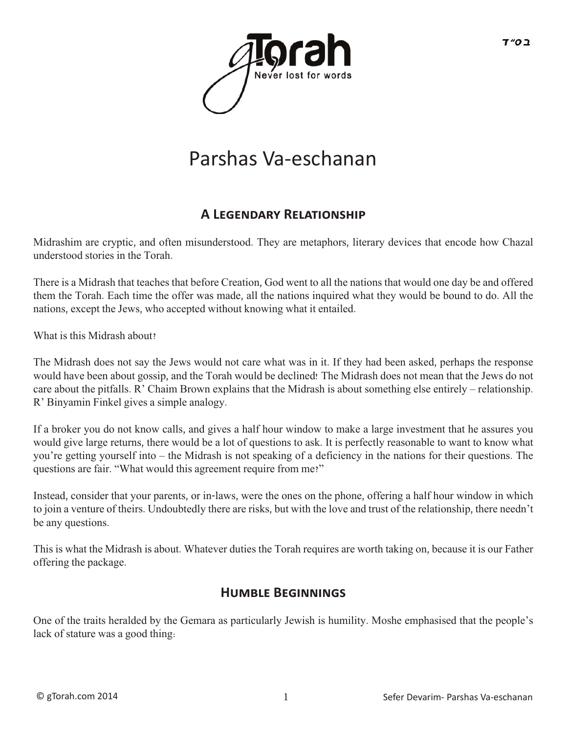# Parshas Va-eschanan

## A Legendary Relationship

Midrashim are cryptic, and often misunderstood. They are metaphors, literary devices that encode how Chazal understood stories in the Torah.

There is a Midrash that teaches that before Creation, God went to all the nations that would one day be and offered them the Torah. Each time the offer was made, all the nations inquired what they would be bound to do. All the nations, except the Jews, who accepted without knowing what it entailed.

What is this Midrash about?

The Midrash does not say the Jews would not care what was in it. If they had been asked, perhaps the response would have been about gossip, and the Torah would be declined! The Midrash does not mean that the Jews do not care about the pitfalls. R' Chaim Brown explains that the Midrash is about something else entirely – relationship. R' Binyamin Finkel gives a simple analogy.

If a broker you do not know calls, and gives a half hour window to make a large investment that he assures you would give large returns, there would be a lot of questions to ask. It is perfectly reasonable to want to know what you're getting yourself into – the Midrash is not speaking of a deficiency in the nations for their questions. The questions are fair. "What would this agreement require from me?"

Instead, consider that your parents, or in-laws, were the ones on the phone, offering a half hour window in which to join a venture of theirs. Undoubtedly there are risks, but with the love and trust of the relationship, there needn't be any questions.

This is what the Midrash is about. Whatever duties the Torah requires are worth taking on, because it is our Father offering the package.

## Humble Beginnings

One of the traits heralded by the Gemara as particularly Jewish is humility. Moshe emphasised that the people's lack of stature was a good thing: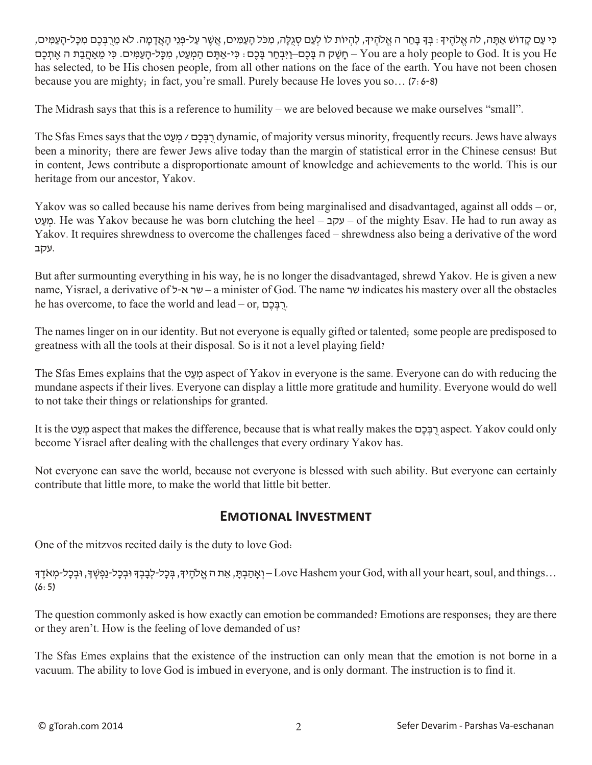כִּי עַם קָדוֹשׁ אַתָּה, לה אֱלֹהֶיךָ: בְּךָ בָּחַר ה אֱלֹהֶיךָ, לִהְיוֹת לוֹ לְעַם סְגֻלָּה, מִכֹּל הָעַמִּים, אֲשֶׁר עַל-פְּנֵי הָאֲדָמָה. לֹא מֵרֻבְּכֶם מִכָּל-הָעַמִּים, חָשַׁק ה בָּכֶם–וַיִּבְחַר בָּכֶם: כִּי-אַתֶּם הַמְעַט, מִכָּל-הָעַמִּים. כִּי מֵאַהֲבַת ה אֶתְכֶם – You are a holy people to God. It is you He has selected, to be His chosen people, from all other nations on the face of the earth. You have not been chosen because you are mighty; in fact, you're small. Purely because He loves you so… (7:6-8)

The Midrash says that this is a reference to humility – we are beloved because we make ourselves "small".

The Sfas Emes says that the רֻבְּכֶם / מְעַט dynamic, of majority versus minority, frequently recurs. Jews have always been a minority; there are fewer Jews alive today than the margin of statistical error in the Chinese census! But in content, Jews contribute a disproportionate amount of knowledge and achievements to the world. This is our heritage from our ancestor, Yakov.

Yakov was so called because his name derives from being marginalised and disadvantaged, against all odds – or, מְעַט. He was Yakov because he was born clutching the heel – עקב – of the mighty Esav. He had to run away as Yakov. It requires shrewdness to overcome the challenges faced – shrewdness also being a derivative of the word עקב.

But after surmounting everything in his way, he is no longer the disadvantaged, shrewd Yakov. He is given a new name, Yisrael, a derivative of שר א-ל – a minister of God. The name שר indicates his mastery over all the obstacles he has overcome, to face the world and lead – or, רֻבְּכֶם.

The names linger on in our identity. But not everyone is equally gifted or talented; some people are predisposed to greatness with all the tools at their disposal. So is it not a level playing field?

The Sfas Emes explains that the מְעַט aspect of Yakov in everyone is the same. Everyone can do with reducing the mundane aspects if their lives. Everyone can display a little more gratitude and humility. Everyone would do well to not take their things or relationships for granted.

It is the מְעַט aspect that makes the difference, because that is what really makes the רֻבְּכֶם aspect. Yakov could only become Yisrael after dealing with the challenges that every ordinary Yakov has.

Not everyone can save the world, because not everyone is blessed with such ability. But everyone can certainly contribute that little more, to make the world that little bit better.

## Emotional Investment

One of the mitzvos recited daily is the duty to love God:

וְאָהַבְתָּ, אֵת ה אֱלֹהֶיךָ, בְּכָל-לְבָבְךָ וּבְכָל-נַפְשְׁךָ, וּבְכָל-מְאֹדֶךָ – Love Hashem your God, with all your heart, soul, and things… (6:5)

The question commonly asked is how exactly can emotion be commanded? Emotions are responses; they are there or they aren't. How is the feeling of love demanded of us?

The Sfas Emes explains that the existence of the instruction can only mean that the emotion is not borne in a vacuum. The ability to love God is imbued in everyone, and is only dormant. The instruction is to find it.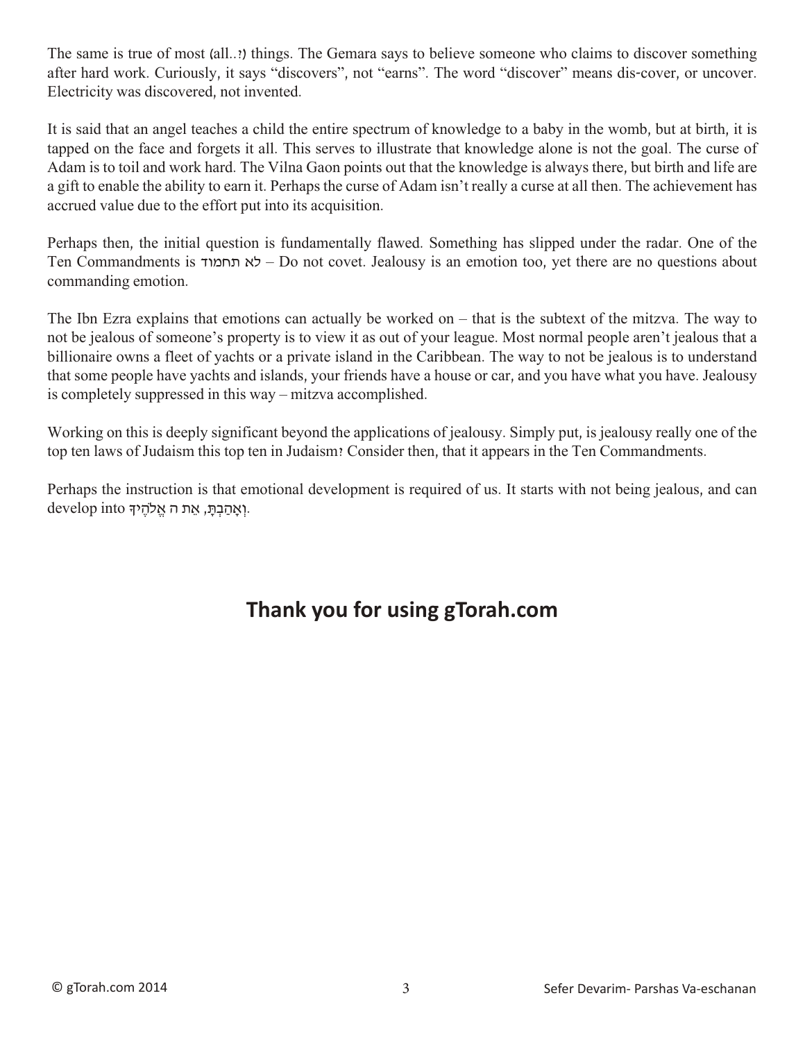The same is true of most (all..?) things. The Gemara says to believe someone who claims to discover something after hard work. Curiously, it says "discovers", not "earns". The word "discover" means dis-cover, or uncover. Electricity was discovered, not invented.

It is said that an angel teaches a child the entire spectrum of knowledge to a baby in the womb, but at birth, it is tapped on the face and forgets it all. This serves to illustrate that knowledge alone is not the goal. The curse of Adam is to toil and work hard. The Vilna Gaon points out that the knowledge is always there, but birth and life are a gift to enable the ability to earn it. Perhaps the curse of Adam isn't really a curse at all then. The achievement has accrued value due to the effort put into its acquisition.

Perhaps then, the initial question is fundamentally flawed. Something has slipped under the radar. One of the Ten Commandments is לא תחמוד – Do not covet. Jealousy is an emotion too, yet there are no questions about commanding emotion.

The Ibn Ezra explains that emotions can actually be worked on – that is the subtext of the mitzva. The way to not be jealous of someone's property is to view it as out of your league. Most normal people aren't jealous that a billionaire owns a fleet of yachts or a private island in the Caribbean. The way to not be jealous is to understand that some people have yachts and islands, your friends have a house or car, and you have what you have. Jealousy is completely suppressed in this way – mitzva accomplished.

Working on this is deeply significant beyond the applications of jealousy. Simply put, is jealousy really one of the top ten laws of Judaism this top ten in Judaism? Consider then, that it appears in the Ten Commandments.

Perhaps the instruction is that emotional development is required of us. It starts with not being jealous, and can develop into וְאָהַבְתָּ, אֵת ה אֱלֹהֶיךָ.

## Thank you for using gTorah.com

© gTorah.com 2014 Sefer Devarim- Parshas Va-eschanan